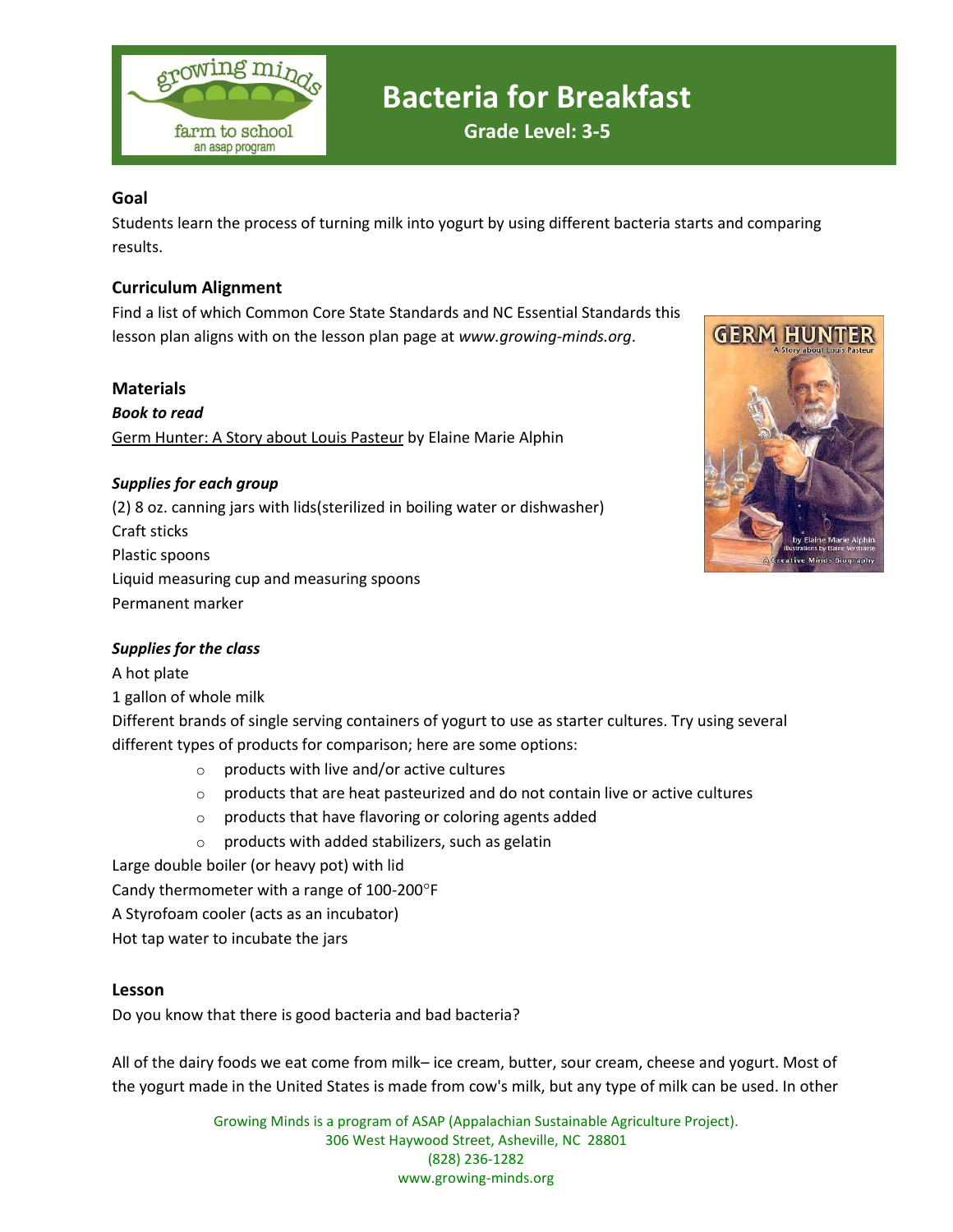# Bacteria for Breakfast

**Grade Level: 3-5**

## Goal

Students learn the process of turning milk into yogurt by using different bacteria starts and comparing results.

## Curriculum Alignment

Find a list of which Common Core State Standards and NC Essential Standards this lesson plan aligns with on the lesson plan page at *www.growing-minds.org*.

## Materials

***Book to read***

Germ Hunter: A Story about Louis Pasteur by Elaine Marie Alphin

***Supplies for each group***

(2) 8 oz. canning jars with lids(sterilized in boiling water or dishwasher)
Craft sticks
Plastic spoons
Liquid measuring cup and measuring spoons
Permanent marker

***Supplies for the class***

A hot plate
1 gallon of whole milk
Different brands of single serving containers of yogurt to use as starter cultures. Try using several different types of products for comparison; here are some options:

- products with live and/or active cultures
- products that are heat pasteurized and do not contain live or active cultures
- products that have flavoring or coloring agents added
- products with added stabilizers, such as gelatin

Large double boiler (or heavy pot) with lid
Candy thermometer with a range of 100-200°F
A Styrofoam cooler (acts as an incubator)
Hot tap water to incubate the jars

## Lesson

Do you know that there is good bacteria and bad bacteria?

All of the dairy foods we eat come from milk– ice cream, butter, sour cream, cheese and yogurt. Most of the yogurt made in the United States is made from cow's milk, but any type of milk can be used. In other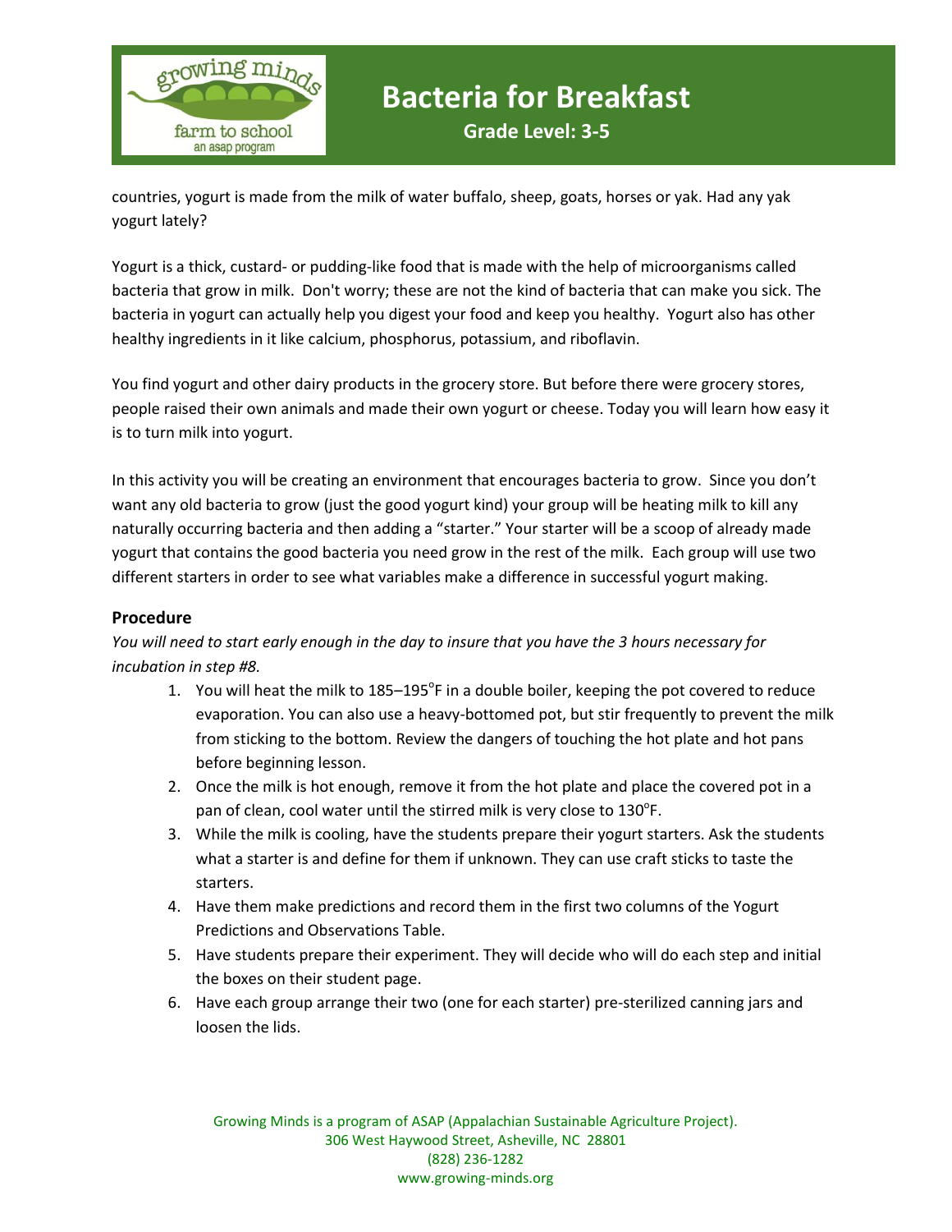countries, yogurt is made from the milk of water buffalo, sheep, goats, horses or yak. Had any yak yogurt lately?

Yogurt is a thick, custard- or pudding-like food that is made with the help of microorganisms called bacteria that grow in milk. Don't worry; these are not the kind of bacteria that can make you sick. The bacteria in yogurt can actually help you digest your food and keep you healthy. Yogurt also has other healthy ingredients in it like calcium, phosphorus, potassium, and riboflavin.

You find yogurt and other dairy products in the grocery store. But before there were grocery stores, people raised their own animals and made their own yogurt or cheese. Today you will learn how easy it is to turn milk into yogurt.

In this activity you will be creating an environment that encourages bacteria to grow. Since you don't want any old bacteria to grow (just the good yogurt kind) your group will be heating milk to kill any naturally occurring bacteria and then adding a "starter." Your starter will be a scoop of already made yogurt that contains the good bacteria you need grow in the rest of the milk. Each group will use two different starters in order to see what variables make a difference in successful yogurt making.

### Procedure

*You will need to start early enough in the day to insure that you have the 3 hours necessary for incubation in step #8.*

1. You will heat the milk to 185–195°F in a double boiler, keeping the pot covered to reduce evaporation. You can also use a heavy-bottomed pot, but stir frequently to prevent the milk from sticking to the bottom. Review the dangers of touching the hot plate and hot pans before beginning lesson.
2. Once the milk is hot enough, remove it from the hot plate and place the covered pot in a pan of clean, cool water until the stirred milk is very close to 130°F.
3. While the milk is cooling, have the students prepare their yogurt starters. Ask the students what a starter is and define for them if unknown. They can use craft sticks to taste the starters.
4. Have them make predictions and record them in the first two columns of the Yogurt Predictions and Observations Table.
5. Have students prepare their experiment. They will decide who will do each step and initial the boxes on their student page.
6. Have each group arrange their two (one for each starter) pre-sterilized canning jars and loosen the lids.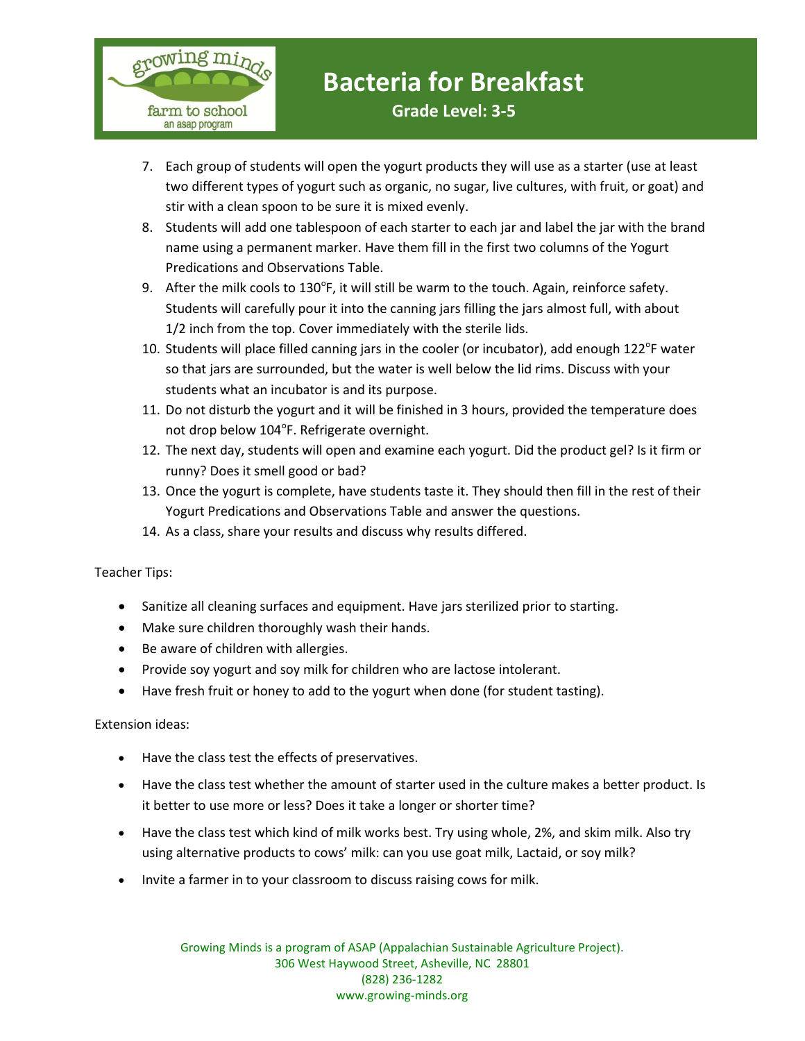7. Each group of students will open the yogurt products they will use as a starter (use at least two different types of yogurt such as organic, no sugar, live cultures, with fruit, or goat) and stir with a clean spoon to be sure it is mixed evenly.
8. Students will add one tablespoon of each starter to each jar and label the jar with the brand name using a permanent marker. Have them fill in the first two columns of the Yogurt Predications and Observations Table.
9. After the milk cools to 130°F, it will still be warm to the touch. Again, reinforce safety. Students will carefully pour it into the canning jars filling the jars almost full, with about 1/2 inch from the top. Cover immediately with the sterile lids.
10. Students will place filled canning jars in the cooler (or incubator), add enough 122°F water so that jars are surrounded, but the water is well below the lid rims. Discuss with your students what an incubator is and its purpose.
11. Do not disturb the yogurt and it will be finished in 3 hours, provided the temperature does not drop below 104°F. Refrigerate overnight.
12. The next day, students will open and examine each yogurt. Did the product gel? Is it firm or runny? Does it smell good or bad?
13. Once the yogurt is complete, have students taste it. They should then fill in the rest of their Yogurt Predications and Observations Table and answer the questions.
14. As a class, share your results and discuss why results differed.

Teacher Tips:

- Sanitize all cleaning surfaces and equipment. Have jars sterilized prior to starting.
- Make sure children thoroughly wash their hands.
- Be aware of children with allergies.
- Provide soy yogurt and soy milk for children who are lactose intolerant.
- Have fresh fruit or honey to add to the yogurt when done (for student tasting).

Extension ideas:

- Have the class test the effects of preservatives.
- Have the class test whether the amount of starter used in the culture makes a better product. Is it better to use more or less? Does it take a longer or shorter time?
- Have the class test which kind of milk works best. Try using whole, 2%, and skim milk. Also try using alternative products to cows' milk: can you use goat milk, Lactaid, or soy milk?
- Invite a farmer in to your classroom to discuss raising cows for milk.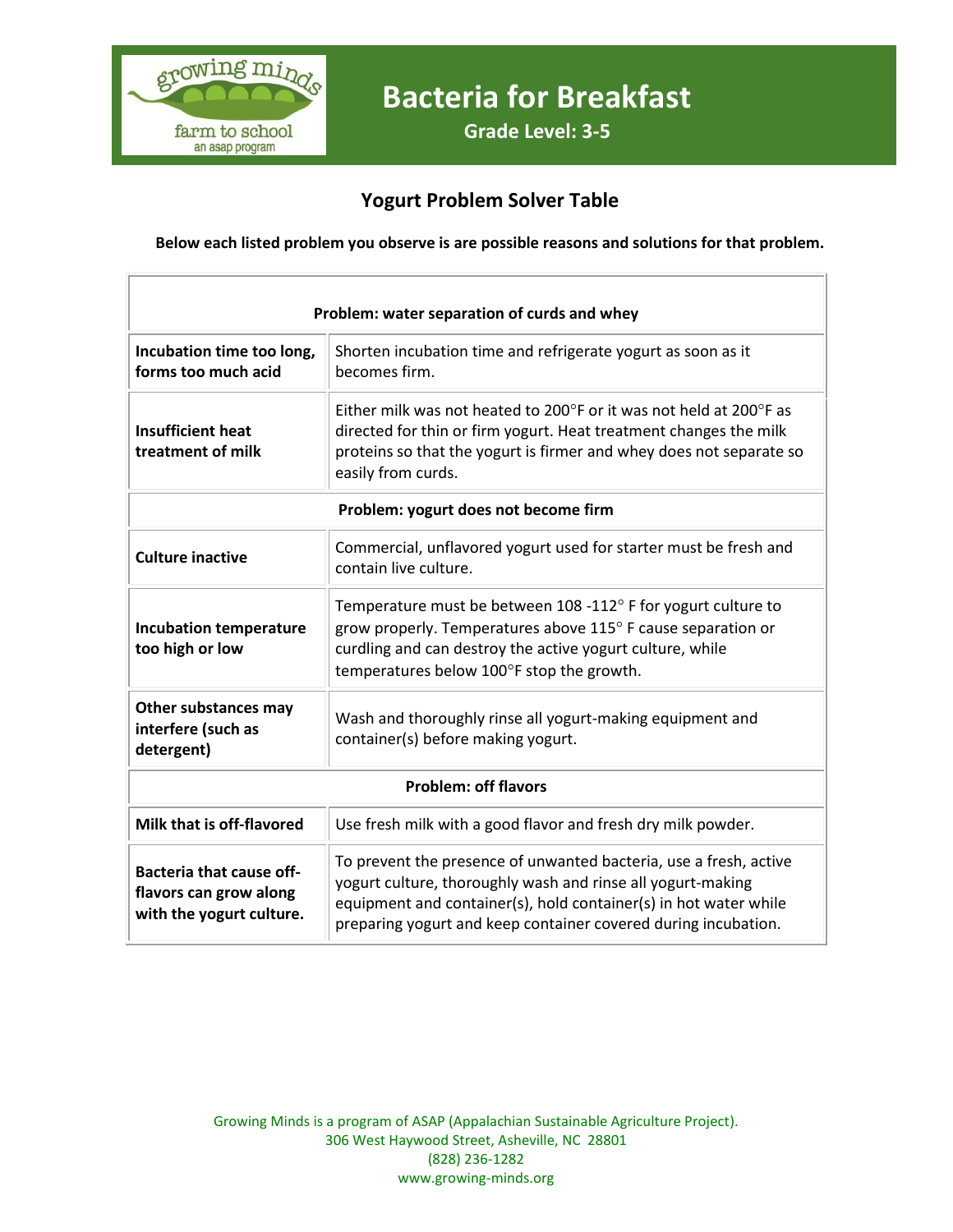# Bacteria for Breakfast

**Grade Level: 3-5**

## Yogurt Problem Solver Table

**Below each listed problem you observe is are possible reasons and solutions for that problem.**

| | |
|---|---|
| **Problem: water separation of curds and whey** | |
| **Incubation time too long, forms too much acid** | Shorten incubation time and refrigerate yogurt as soon as it becomes firm. |
| **Insufficient heat treatment of milk** | Either milk was not heated to 200°F or it was not held at 200°F as directed for thin or firm yogurt. Heat treatment changes the milk proteins so that the yogurt is firmer and whey does not separate so easily from curds. |
| **Problem: yogurt does not become firm** | |
| **Culture inactive** | Commercial, unflavored yogurt used for starter must be fresh and contain live culture. |
| **Incubation temperature too high or low** | Temperature must be between 108 -112° F for yogurt culture to grow properly. Temperatures above 115° F cause separation or curdling and can destroy the active yogurt culture, while temperatures below 100°F stop the growth. |
| **Other substances may interfere (such as detergent)** | Wash and thoroughly rinse all yogurt-making equipment and container(s) before making yogurt. |
| **Problem: off flavors** | |
| **Milk that is off-flavored** | Use fresh milk with a good flavor and fresh dry milk powder. |
| **Bacteria that cause off-flavors can grow along with the yogurt culture.** | To prevent the presence of unwanted bacteria, use a fresh, active yogurt culture, thoroughly wash and rinse all yogurt-making equipment and container(s), hold container(s) in hot water while preparing yogurt and keep container covered during incubation. |

Growing Minds is a program of ASAP (Appalachian Sustainable Agriculture Project).
306 West Haywood Street, Asheville, NC 28801
(828) 236-1282
www.growing-minds.org